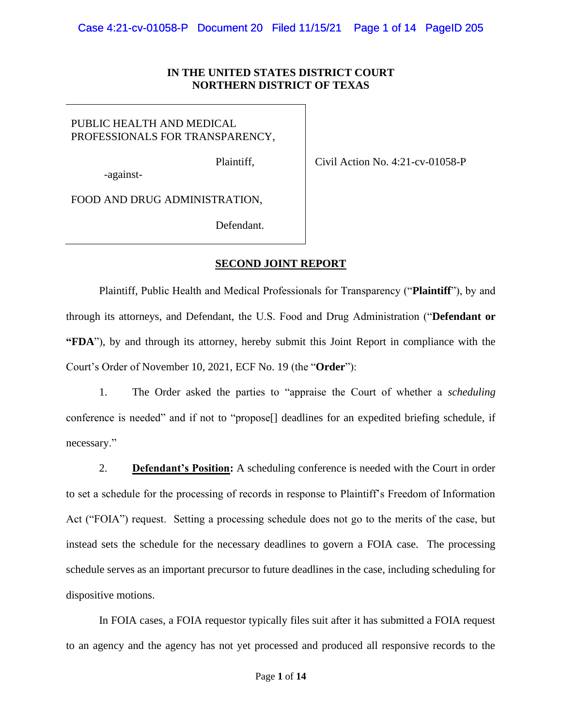**IN THE UNITED STATES DISTRICT COURT**
**NORTHERN DISTRICT OF TEXAS**

| | |
|---|---|
| PUBLIC HEALTH AND MEDICAL PROFESSIONALS FOR TRANSPARENCY,<br><br>Plaintiff,<br><br>-against-<br><br>FOOD AND DRUG ADMINISTRATION,<br><br>Defendant. | Civil Action No. 4:21-cv-01058-P |

## SECOND JOINT REPORT

Plaintiff, Public Health and Medical Professionals for Transparency ("**Plaintiff**"), by and through its attorneys, and Defendant, the U.S. Food and Drug Administration ("**Defendant or "FDA**"), by and through its attorney, hereby submit this Joint Report in compliance with the Court's Order of November 10, 2021, ECF No. 19 (the "**Order**"):

1. The Order asked the parties to "appraise the Court of whether a *scheduling* conference is needed" and if not to "propose[] deadlines for an expedited briefing schedule, if necessary."

2. **Defendant's Position:** A scheduling conference is needed with the Court in order to set a schedule for the processing of records in response to Plaintiff's Freedom of Information Act ("FOIA") request. Setting a processing schedule does not go to the merits of the case, but instead sets the schedule for the necessary deadlines to govern a FOIA case. The processing schedule serves as an important precursor to future deadlines in the case, including scheduling for dispositive motions.

In FOIA cases, a FOIA requestor typically files suit after it has submitted a FOIA request to an agency and the agency has not yet processed and produced all responsive records to the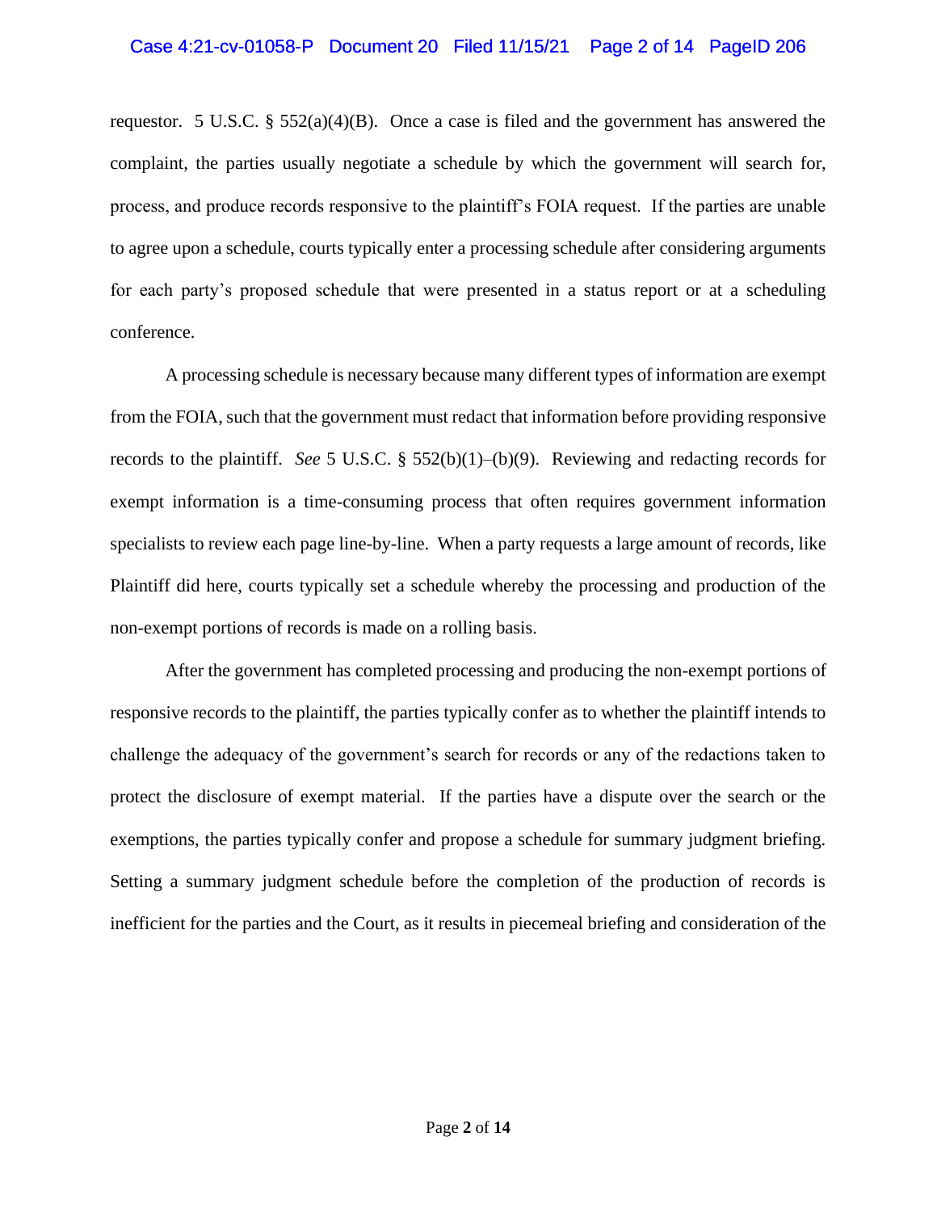requestor. 5 U.S.C. § 552(a)(4)(B). Once a case is filed and the government has answered the complaint, the parties usually negotiate a schedule by which the government will search for, process, and produce records responsive to the plaintiff's FOIA request. If the parties are unable to agree upon a schedule, courts typically enter a processing schedule after considering arguments for each party's proposed schedule that were presented in a status report or at a scheduling conference.

A processing schedule is necessary because many different types of information are exempt from the FOIA, such that the government must redact that information before providing responsive records to the plaintiff. *See* 5 U.S.C. § 552(b)(1)–(b)(9). Reviewing and redacting records for exempt information is a time-consuming process that often requires government information specialists to review each page line-by-line. When a party requests a large amount of records, like Plaintiff did here, courts typically set a schedule whereby the processing and production of the non-exempt portions of records is made on a rolling basis.

After the government has completed processing and producing the non-exempt portions of responsive records to the plaintiff, the parties typically confer as to whether the plaintiff intends to challenge the adequacy of the government's search for records or any of the redactions taken to protect the disclosure of exempt material. If the parties have a dispute over the search or the exemptions, the parties typically confer and propose a schedule for summary judgment briefing. Setting a summary judgment schedule before the completion of the production of records is inefficient for the parties and the Court, as it results in piecemeal briefing and consideration of the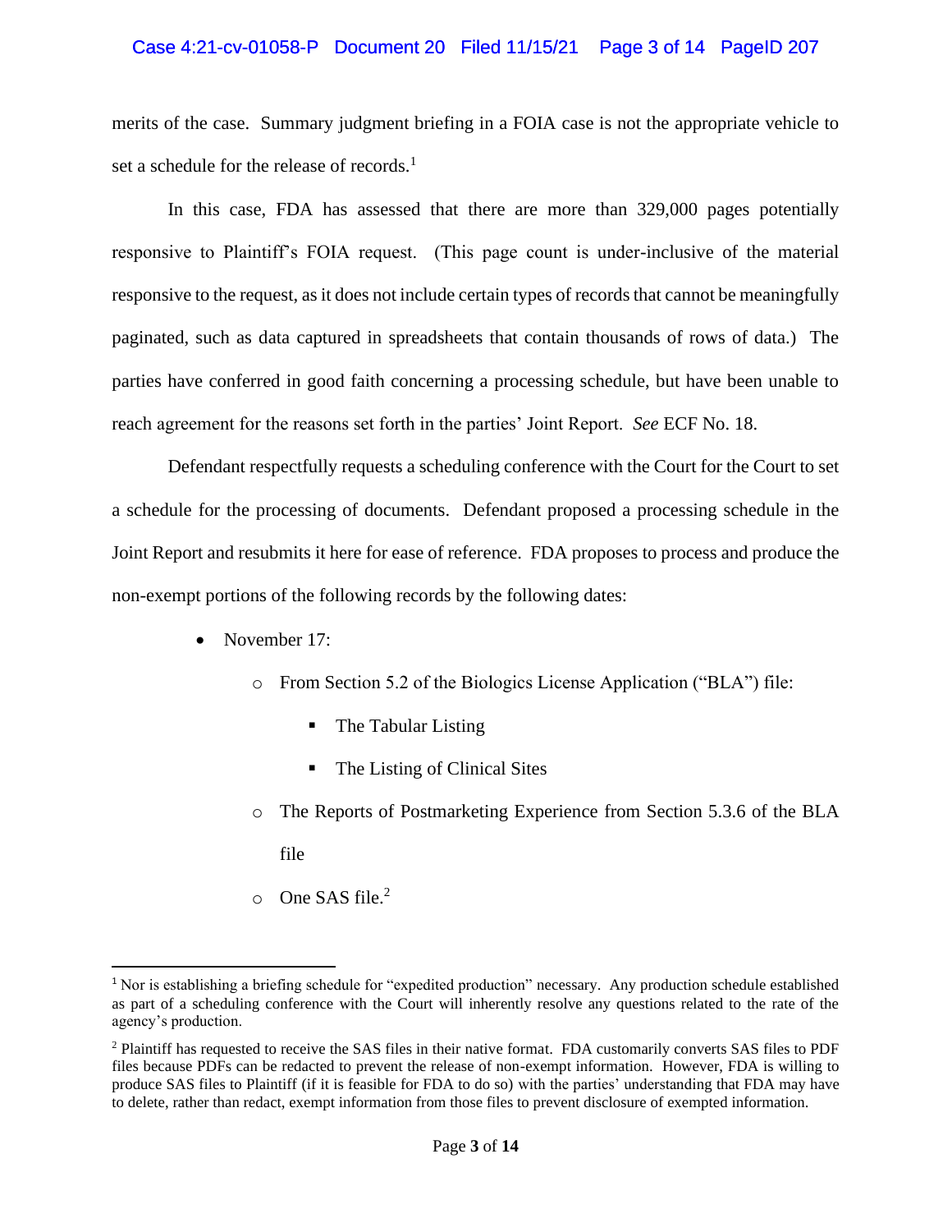merits of the case. Summary judgment briefing in a FOIA case is not the appropriate vehicle to set a schedule for the release of records.[1]

In this case, FDA has assessed that there are more than 329,000 pages potentially responsive to Plaintiff's FOIA request. (This page count is under-inclusive of the material responsive to the request, as it does not include certain types of records that cannot be meaningfully paginated, such as data captured in spreadsheets that contain thousands of rows of data.) The parties have conferred in good faith concerning a processing schedule, but have been unable to reach agreement for the reasons set forth in the parties' Joint Report. *See* ECF No. 18.

Defendant respectfully requests a scheduling conference with the Court for the Court to set a schedule for the processing of documents. Defendant proposed a processing schedule in the Joint Report and resubmits it here for ease of reference. FDA proposes to process and produce the non-exempt portions of the following records by the following dates:

- November 17:
  - From Section 5.2 of the Biologics License Application ("BLA") file:
    - The Tabular Listing
    - The Listing of Clinical Sites
  - The Reports of Postmarketing Experience from Section 5.3.6 of the BLA file
  - One SAS file.[2]

---

[1] Nor is establishing a briefing schedule for "expedited production" necessary. Any production schedule established as part of a scheduling conference with the Court will inherently resolve any questions related to the rate of the agency's production.

[2] Plaintiff has requested to receive the SAS files in their native format. FDA customarily converts SAS files to PDF files because PDFs can be redacted to prevent the release of non-exempt information. However, FDA is willing to produce SAS files to Plaintiff (if it is feasible for FDA to do so) with the parties' understanding that FDA may have to delete, rather than redact, exempt information from those files to prevent disclosure of exempted information.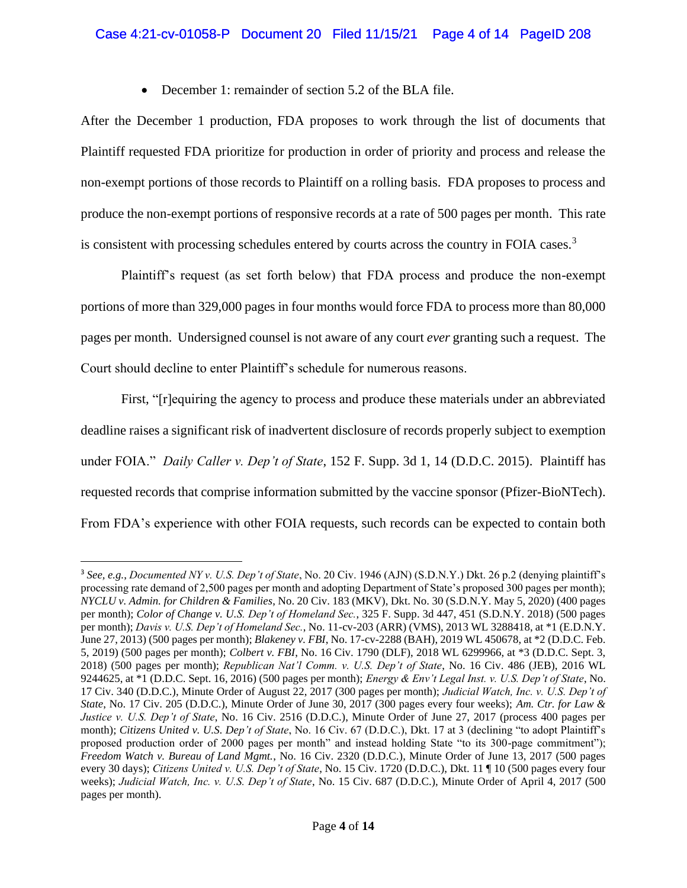- December 1: remainder of section 5.2 of the BLA file.

After the December 1 production, FDA proposes to work through the list of documents that Plaintiff requested FDA prioritize for production in order of priority and process and release the non-exempt portions of those records to Plaintiff on a rolling basis. FDA proposes to process and produce the non-exempt portions of responsive records at a rate of 500 pages per month. This rate is consistent with processing schedules entered by courts across the country in FOIA cases.[3]

Plaintiff's request (as set forth below) that FDA process and produce the non-exempt portions of more than 329,000 pages in four months would force FDA to process more than 80,000 pages per month. Undersigned counsel is not aware of any court *ever* granting such a request. The Court should decline to enter Plaintiff's schedule for numerous reasons.

First, "[r]equiring the agency to process and produce these materials under an abbreviated deadline raises a significant risk of inadvertent disclosure of records properly subject to exemption under FOIA." *Daily Caller v. Dep't of State*, 152 F. Supp. 3d 1, 14 (D.D.C. 2015). Plaintiff has requested records that comprise information submitted by the vaccine sponsor (Pfizer-BioNTech). From FDA's experience with other FOIA requests, such records can be expected to contain both

---

[3] *See, e.g.*, *Documented NY v. U.S. Dep't of State*, No. 20 Civ. 1946 (AJN) (S.D.N.Y.) Dkt. 26 p.2 (denying plaintiff's processing rate demand of 2,500 pages per month and adopting Department of State's proposed 300 pages per month); *NYCLU v. Admin. for Children & Families*, No. 20 Civ. 183 (MKV), Dkt. No. 30 (S.D.N.Y. May 5, 2020) (400 pages per month); *Color of Change v. U.S. Dep't of Homeland Sec.*, 325 F. Supp. 3d 447, 451 (S.D.N.Y. 2018) (500 pages per month); *Davis v. U.S. Dep't of Homeland Sec.*, No. 11-cv-203 (ARR) (VMS), 2013 WL 3288418, at *1 (E.D.N.Y. June 27, 2013) (500 pages per month); *Blakeney v. FBI*, No. 17-cv-2288 (BAH), 2019 WL 450678, at *2 (D.D.C. Feb. 5, 2019) (500 pages per month); *Colbert v. FBI*, No. 16 Civ. 1790 (DLF), 2018 WL 6299966, at *3 (D.D.C. Sept. 3, 2018) (500 pages per month); *Republican Nat'l Comm. v. U.S. Dep't of State*, No. 16 Civ. 486 (JEB), 2016 WL 9244625, at *1 (D.D.C. Sept. 16, 2016) (500 pages per month); *Energy & Env't Legal Inst. v. U.S. Dep't of State*, No. 17 Civ. 340 (D.D.C.), Minute Order of August 22, 2017 (300 pages per month); *Judicial Watch, Inc. v. U.S. Dep't of State*, No. 17 Civ. 205 (D.D.C.), Minute Order of June 30, 2017 (300 pages every four weeks); *Am. Ctr. for Law & Justice v. U.S. Dep't of State*, No. 16 Civ. 2516 (D.D.C.), Minute Order of June 27, 2017 (process 400 pages per month); *Citizens United v. U.S. Dep't of State*, No. 16 Civ. 67 (D.D.C.), Dkt. 17 at 3 (declining "to adopt Plaintiff's proposed production order of 2000 pages per month" and instead holding State "to its 300-page commitment"); *Freedom Watch v. Bureau of Land Mgmt.*, No. 16 Civ. 2320 (D.D.C.), Minute Order of June 13, 2017 (500 pages every 30 days); *Citizens United v. U.S. Dep't of State*, No. 15 Civ. 1720 (D.D.C.), Dkt. 11 ¶ 10 (500 pages every four weeks); *Judicial Watch, Inc. v. U.S. Dep't of State*, No. 15 Civ. 687 (D.D.C.), Minute Order of April 4, 2017 (500 pages per month).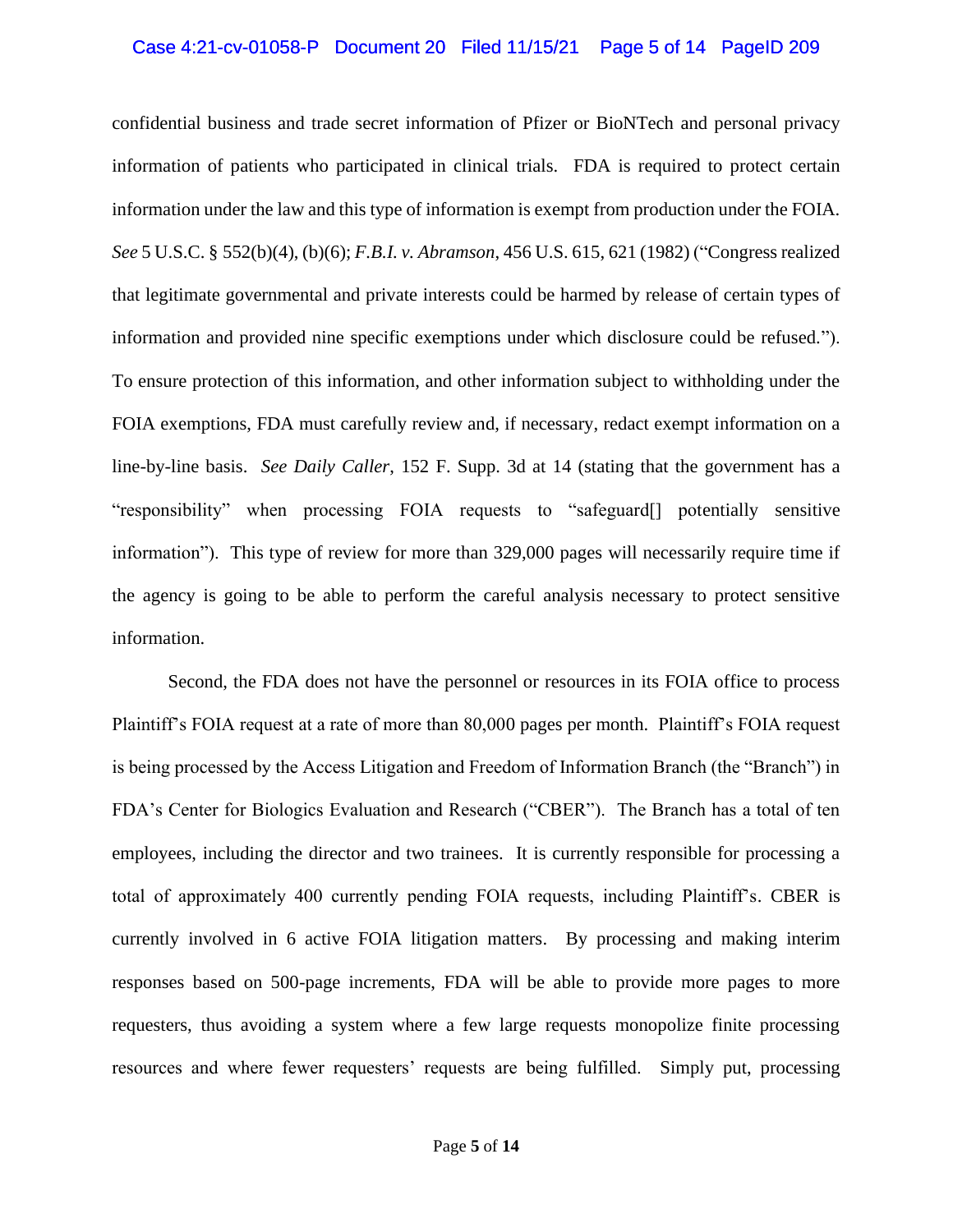confidential business and trade secret information of Pfizer or BioNTech and personal privacy information of patients who participated in clinical trials. FDA is required to protect certain information under the law and this type of information is exempt from production under the FOIA. *See* 5 U.S.C. § 552(b)(4), (b)(6); *F.B.I. v. Abramson*, 456 U.S. 615, 621 (1982) ("Congress realized that legitimate governmental and private interests could be harmed by release of certain types of information and provided nine specific exemptions under which disclosure could be refused."). To ensure protection of this information, and other information subject to withholding under the FOIA exemptions, FDA must carefully review and, if necessary, redact exempt information on a line-by-line basis. *See Daily Caller*, 152 F. Supp. 3d at 14 (stating that the government has a "responsibility" when processing FOIA requests to "safeguard[] potentially sensitive information"). This type of review for more than 329,000 pages will necessarily require time if the agency is going to be able to perform the careful analysis necessary to protect sensitive information.

Second, the FDA does not have the personnel or resources in its FOIA office to process Plaintiff's FOIA request at a rate of more than 80,000 pages per month. Plaintiff's FOIA request is being processed by the Access Litigation and Freedom of Information Branch (the "Branch") in FDA's Center for Biologics Evaluation and Research ("CBER"). The Branch has a total of ten employees, including the director and two trainees. It is currently responsible for processing a total of approximately 400 currently pending FOIA requests, including Plaintiff's. CBER is currently involved in 6 active FOIA litigation matters. By processing and making interim responses based on 500-page increments, FDA will be able to provide more pages to more requesters, thus avoiding a system where a few large requests monopolize finite processing resources and where fewer requesters' requests are being fulfilled. Simply put, processing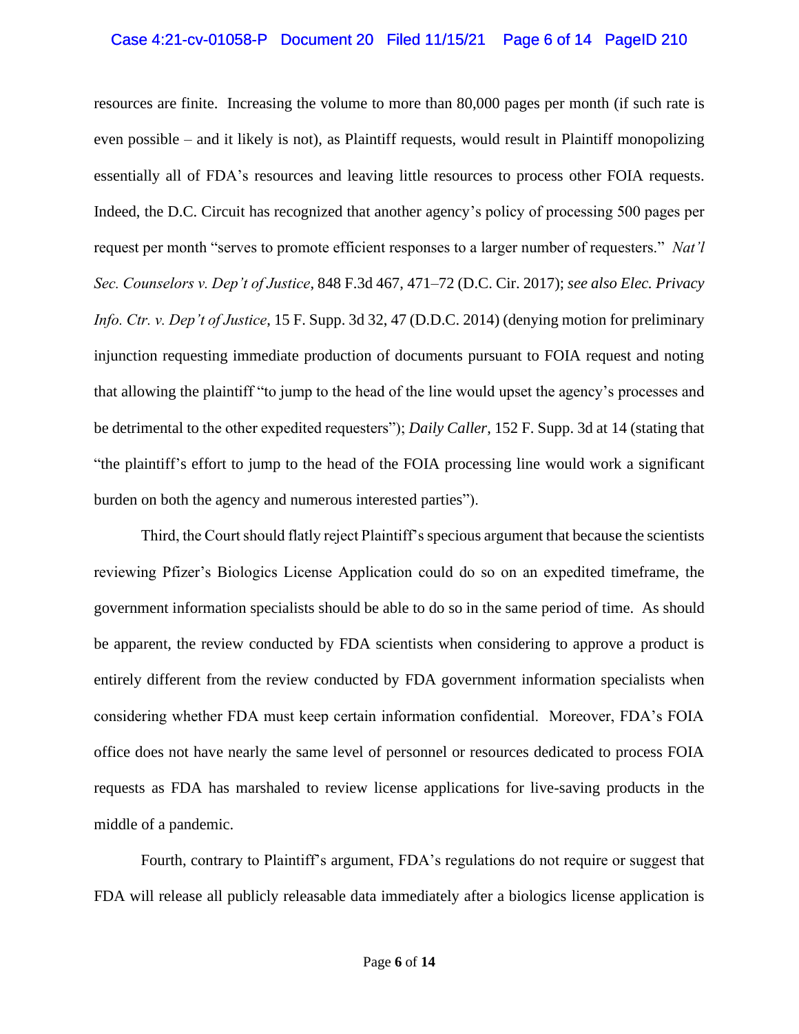resources are finite. Increasing the volume to more than 80,000 pages per month (if such rate is even possible – and it likely is not), as Plaintiff requests, would result in Plaintiff monopolizing essentially all of FDA's resources and leaving little resources to process other FOIA requests. Indeed, the D.C. Circuit has recognized that another agency's policy of processing 500 pages per request per month "serves to promote efficient responses to a larger number of requesters." *Nat'l Sec. Counselors v. Dep't of Justice*, 848 F.3d 467, 471–72 (D.C. Cir. 2017); *see also Elec. Privacy Info. Ctr. v. Dep't of Justice*, 15 F. Supp. 3d 32, 47 (D.D.C. 2014) (denying motion for preliminary injunction requesting immediate production of documents pursuant to FOIA request and noting that allowing the plaintiff "to jump to the head of the line would upset the agency's processes and be detrimental to the other expedited requesters"); *Daily Caller*, 152 F. Supp. 3d at 14 (stating that "the plaintiff's effort to jump to the head of the FOIA processing line would work a significant burden on both the agency and numerous interested parties").

Third, the Court should flatly reject Plaintiff's specious argument that because the scientists reviewing Pfizer's Biologics License Application could do so on an expedited timeframe, the government information specialists should be able to do so in the same period of time. As should be apparent, the review conducted by FDA scientists when considering to approve a product is entirely different from the review conducted by FDA government information specialists when considering whether FDA must keep certain information confidential. Moreover, FDA's FOIA office does not have nearly the same level of personnel or resources dedicated to process FOIA requests as FDA has marshaled to review license applications for live-saving products in the middle of a pandemic.

Fourth, contrary to Plaintiff's argument, FDA's regulations do not require or suggest that FDA will release all publicly releasable data immediately after a biologics license application is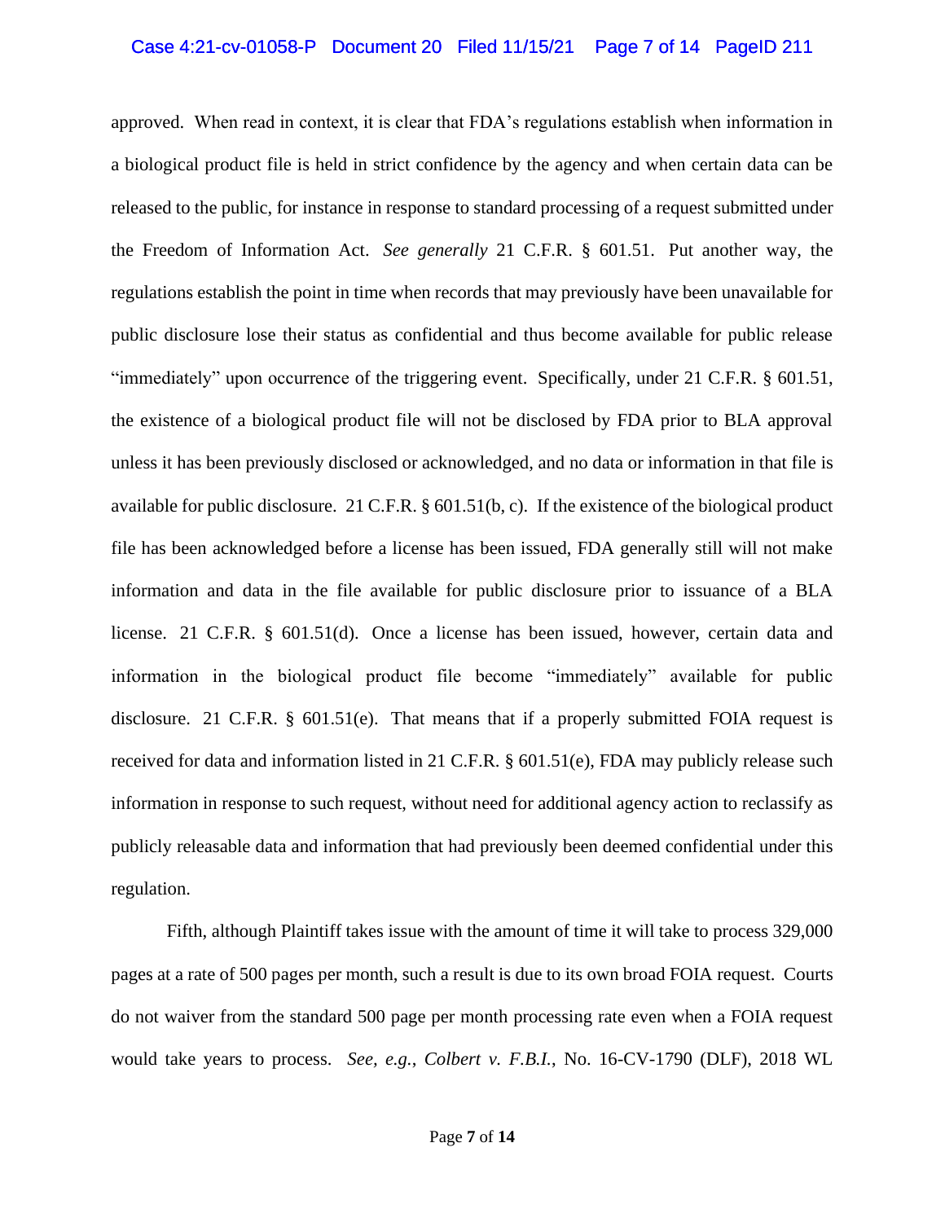approved. When read in context, it is clear that FDA's regulations establish when information in a biological product file is held in strict confidence by the agency and when certain data can be released to the public, for instance in response to standard processing of a request submitted under the Freedom of Information Act. *See generally* 21 C.F.R. § 601.51. Put another way, the regulations establish the point in time when records that may previously have been unavailable for public disclosure lose their status as confidential and thus become available for public release "immediately" upon occurrence of the triggering event. Specifically, under 21 C.F.R. § 601.51, the existence of a biological product file will not be disclosed by FDA prior to BLA approval unless it has been previously disclosed or acknowledged, and no data or information in that file is available for public disclosure. 21 C.F.R. § 601.51(b, c). If the existence of the biological product file has been acknowledged before a license has been issued, FDA generally still will not make information and data in the file available for public disclosure prior to issuance of a BLA license. 21 C.F.R. § 601.51(d). Once a license has been issued, however, certain data and information in the biological product file become "immediately" available for public disclosure. 21 C.F.R. § 601.51(e). That means that if a properly submitted FOIA request is received for data and information listed in 21 C.F.R. § 601.51(e), FDA may publicly release such information in response to such request, without need for additional agency action to reclassify as publicly releasable data and information that had previously been deemed confidential under this regulation.

Fifth, although Plaintiff takes issue with the amount of time it will take to process 329,000 pages at a rate of 500 pages per month, such a result is due to its own broad FOIA request. Courts do not waiver from the standard 500 page per month processing rate even when a FOIA request would take years to process. *See, e.g.*, *Colbert v. F.B.I.*, No. 16-CV-1790 (DLF), 2018 WL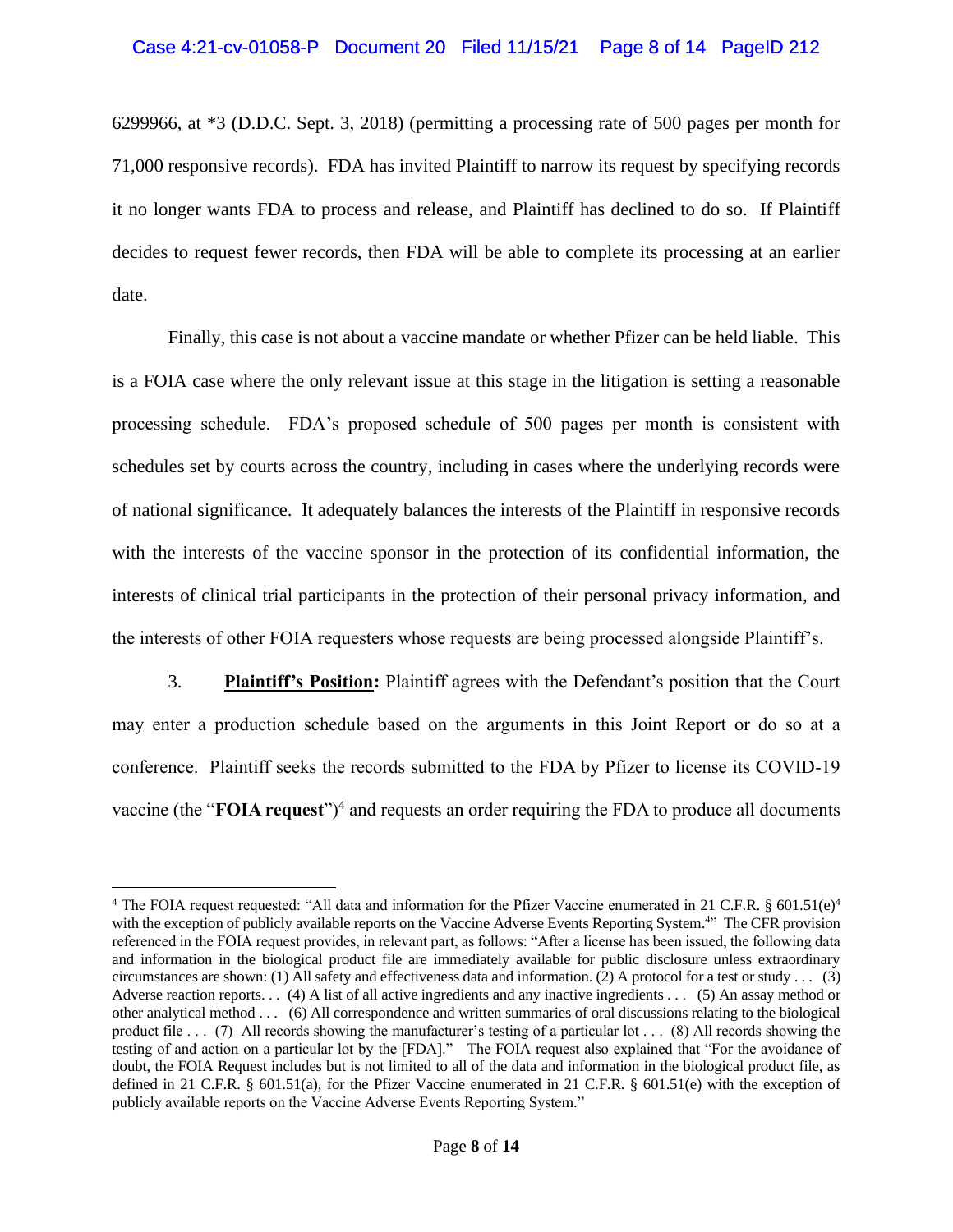6299966, at *3 (D.D.C. Sept. 3, 2018) (permitting a processing rate of 500 pages per month for 71,000 responsive records). FDA has invited Plaintiff to narrow its request by specifying records it no longer wants FDA to process and release, and Plaintiff has declined to do so. If Plaintiff decides to request fewer records, then FDA will be able to complete its processing at an earlier date.

Finally, this case is not about a vaccine mandate or whether Pfizer can be held liable. This is a FOIA case where the only relevant issue at this stage in the litigation is setting a reasonable processing schedule. FDA's proposed schedule of 500 pages per month is consistent with schedules set by courts across the country, including in cases where the underlying records were of national significance. It adequately balances the interests of the Plaintiff in responsive records with the interests of the vaccine sponsor in the protection of its confidential information, the interests of clinical trial participants in the protection of their personal privacy information, and the interests of other FOIA requesters whose requests are being processed alongside Plaintiff's.

3. **Plaintiff's Position:** Plaintiff agrees with the Defendant's position that the Court may enter a production schedule based on the arguments in this Joint Report or do so at a conference. Plaintiff seeks the records submitted to the FDA by Pfizer to license its COVID-19 vaccine (the "**FOIA request**")[4] and requests an order requiring the FDA to produce all documents

[4] The FOIA request requested: "All data and information for the Pfizer Vaccine enumerated in 21 C.F.R. § 601.51(e)[4] with the exception of publicly available reports on the Vaccine Adverse Events Reporting System.[4]" The CFR provision referenced in the FOIA request provides, in relevant part, as follows: "After a license has been issued, the following data and information in the biological product file are immediately available for public disclosure unless extraordinary circumstances are shown: (1) All safety and effectiveness data and information. (2) A protocol for a test or study . . . (3) Adverse reaction reports. . . (4) A list of all active ingredients and any inactive ingredients . . . (5) An assay method or other analytical method . . . (6) All correspondence and written summaries of oral discussions relating to the biological product file . . . (7) All records showing the manufacturer's testing of a particular lot . . . (8) All records showing the testing of and action on a particular lot by the [FDA]." The FOIA request also explained that "For the avoidance of doubt, the FOIA Request includes but is not limited to all of the data and information in the biological product file, as defined in 21 C.F.R. § 601.51(a), for the Pfizer Vaccine enumerated in 21 C.F.R. § 601.51(e) with the exception of publicly available reports on the Vaccine Adverse Events Reporting System."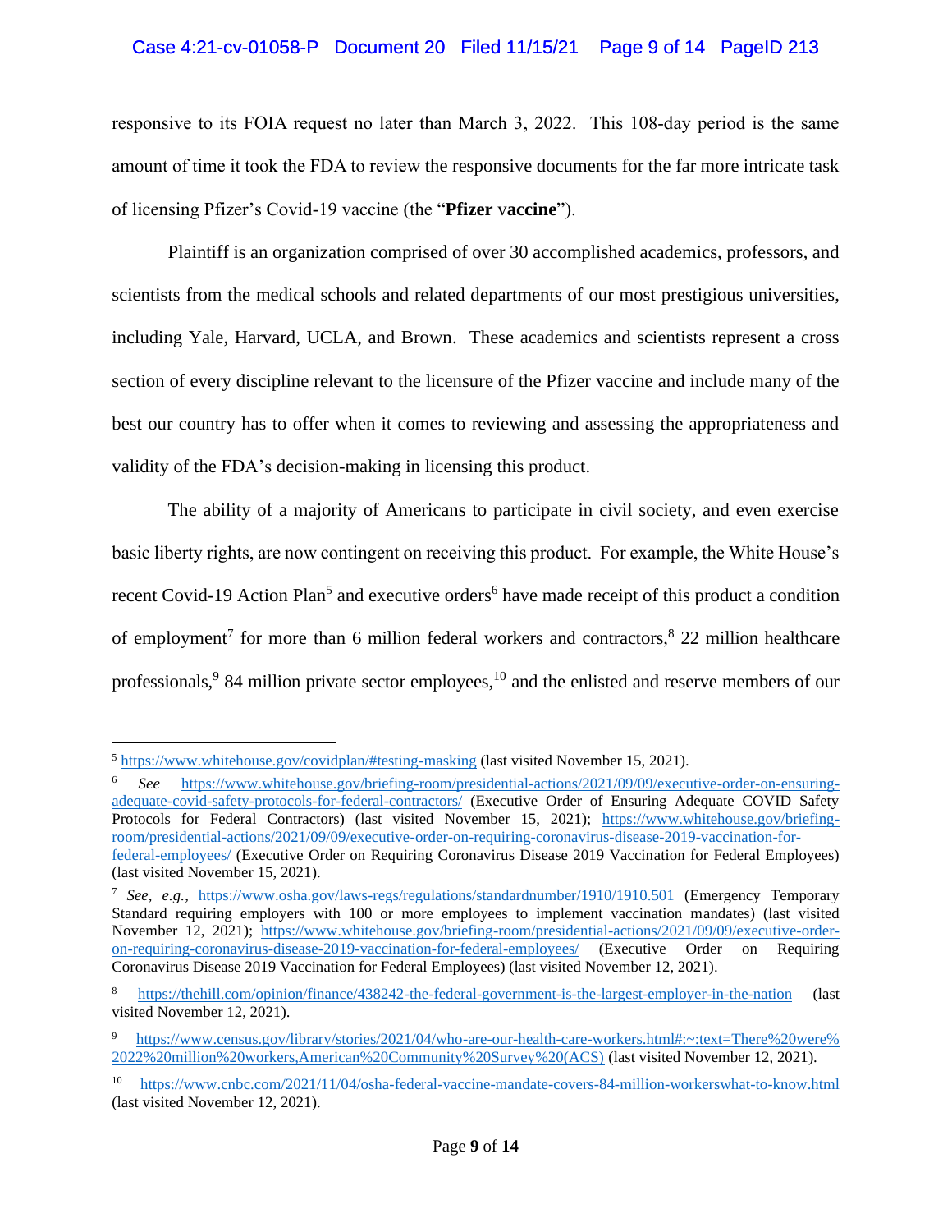responsive to its FOIA request no later than March 3, 2022. This 108-day period is the same amount of time it took the FDA to review the responsive documents for the far more intricate task of licensing Pfizer's Covid-19 vaccine (the "**Pfizer vaccine**").

Plaintiff is an organization comprised of over 30 accomplished academics, professors, and scientists from the medical schools and related departments of our most prestigious universities, including Yale, Harvard, UCLA, and Brown. These academics and scientists represent a cross section of every discipline relevant to the licensure of the Pfizer vaccine and include many of the best our country has to offer when it comes to reviewing and assessing the appropriateness and validity of the FDA's decision-making in licensing this product.

The ability of a majority of Americans to participate in civil society, and even exercise basic liberty rights, are now contingent on receiving this product. For example, the White House's recent Covid-19 Action Plan[5] and executive orders[6] have made receipt of this product a condition of employment[7] for more than 6 million federal workers and contractors,[8] 22 million healthcare professionals,[9] 84 million private sector employees,[10] and the enlisted and reserve members of our

---

[5] https://www.whitehouse.gov/covidplan/#testing-masking (last visited November 15, 2021).

[6] *See* https://www.whitehouse.gov/briefing-room/presidential-actions/2021/09/09/executive-order-on-ensuring-adequate-covid-safety-protocols-for-federal-contractors/ (Executive Order of Ensuring Adequate COVID Safety Protocols for Federal Contractors) (last visited November 15, 2021); https://www.whitehouse.gov/briefing-room/presidential-actions/2021/09/09/executive-order-on-requiring-coronavirus-disease-2019-vaccination-for-federal-employees/ (Executive Order on Requiring Coronavirus Disease 2019 Vaccination for Federal Employees) (last visited November 15, 2021).

[7] *See, e.g.*, https://www.osha.gov/laws-regs/regulations/standardnumber/1910/1910.501 (Emergency Temporary Standard requiring employers with 100 or more employees to implement vaccination mandates) (last visited November 12, 2021); https://www.whitehouse.gov/briefing-room/presidential-actions/2021/09/09/executive-order-on-requiring-coronavirus-disease-2019-vaccination-for-federal-employees/ (Executive Order on Requiring Coronavirus Disease 2019 Vaccination for Federal Employees) (last visited November 12, 2021).

[8] https://thehill.com/opinion/finance/438242-the-federal-government-is-the-largest-employer-in-the-nation (last visited November 12, 2021).

[9] https://www.census.gov/library/stories/2021/04/who-are-our-health-care-workers.html#:~:text=There%20were%2022%20million%20workers,American%20Community%20Survey%20(ACS) (last visited November 12, 2021).

[10] https://www.cnbc.com/2021/11/04/osha-federal-vaccine-mandate-covers-84-million-workerswhat-to-know.html (last visited November 12, 2021).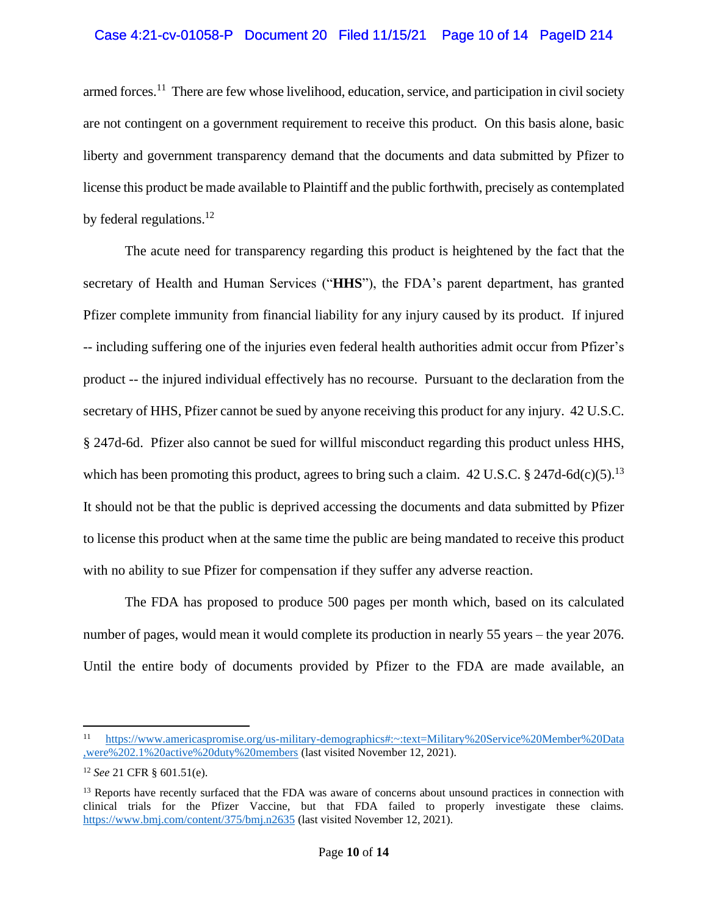armed forces.[11] There are few whose livelihood, education, service, and participation in civil society are not contingent on a government requirement to receive this product. On this basis alone, basic liberty and government transparency demand that the documents and data submitted by Pfizer to license this product be made available to Plaintiff and the public forthwith, precisely as contemplated by federal regulations.[12]

The acute need for transparency regarding this product is heightened by the fact that the secretary of Health and Human Services ("**HHS**"), the FDA's parent department, has granted Pfizer complete immunity from financial liability for any injury caused by its product. If injured -- including suffering one of the injuries even federal health authorities admit occur from Pfizer's product -- the injured individual effectively has no recourse. Pursuant to the declaration from the secretary of HHS, Pfizer cannot be sued by anyone receiving this product for any injury. 42 U.S.C. § 247d-6d. Pfizer also cannot be sued for willful misconduct regarding this product unless HHS, which has been promoting this product, agrees to bring such a claim. 42 U.S.C. § 247d-6d(c)(5).[13] It should not be that the public is deprived accessing the documents and data submitted by Pfizer to license this product when at the same time the public are being mandated to receive this product with no ability to sue Pfizer for compensation if they suffer any adverse reaction.

The FDA has proposed to produce 500 pages per month which, based on its calculated number of pages, would mean it would complete its production in nearly 55 years – the year 2076. Until the entire body of documents provided by Pfizer to the FDA are made available, an

---

[11] https://www.americaspromise.org/us-military-demographics#:~:text=Military%20Service%20Member%20Data,were%202.1%20active%20duty%20members (last visited November 12, 2021).

[12] *See* 21 CFR § 601.51(e).

[13] Reports have recently surfaced that the FDA was aware of concerns about unsound practices in connection with clinical trials for the Pfizer Vaccine, but that FDA failed to properly investigate these claims. https://www.bmj.com/content/375/bmj.n2635 (last visited November 12, 2021).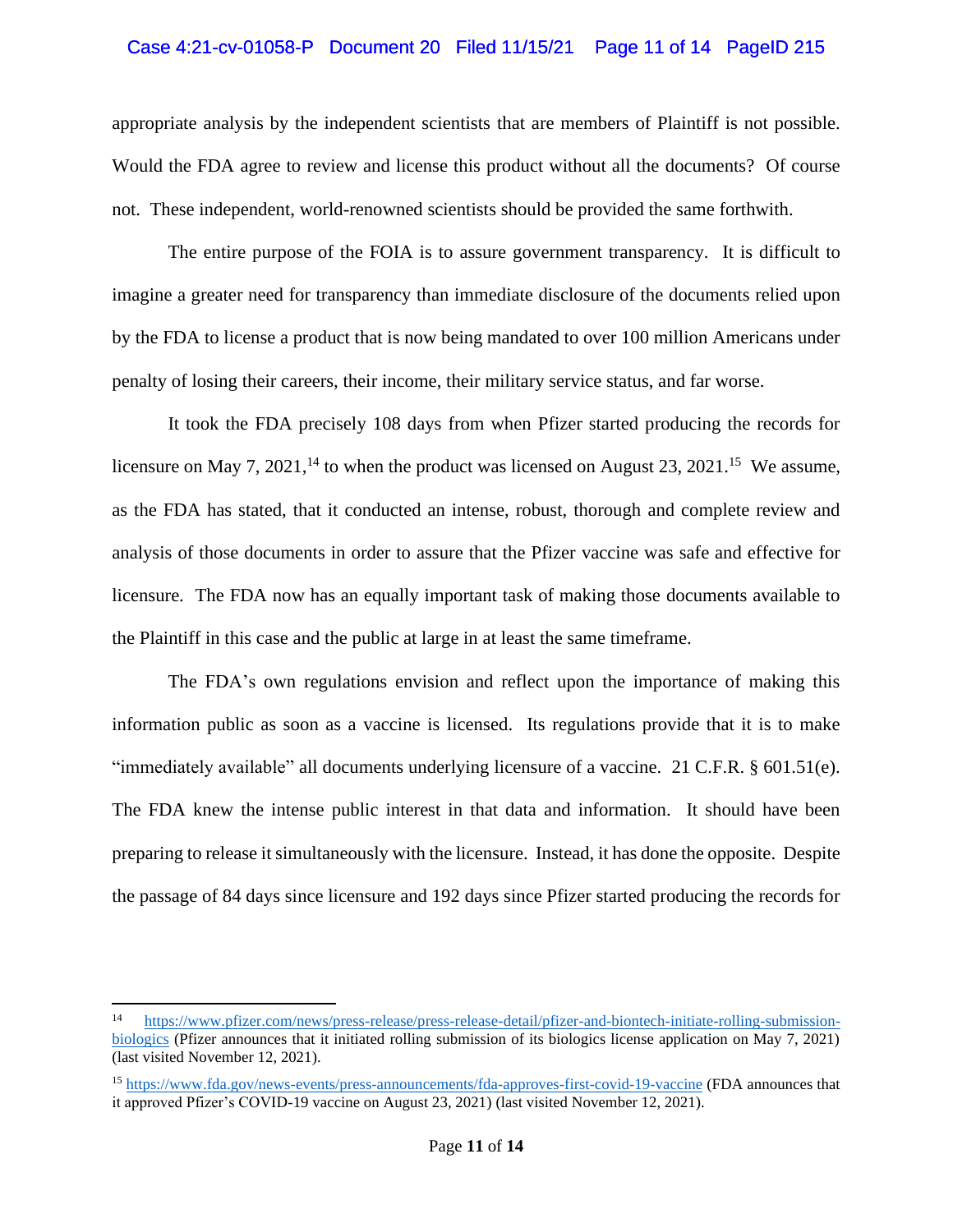appropriate analysis by the independent scientists that are members of Plaintiff is not possible. Would the FDA agree to review and license this product without all the documents? Of course not. These independent, world-renowned scientists should be provided the same forthwith.

The entire purpose of the FOIA is to assure government transparency. It is difficult to imagine a greater need for transparency than immediate disclosure of the documents relied upon by the FDA to license a product that is now being mandated to over 100 million Americans under penalty of losing their careers, their income, their military service status, and far worse.

It took the FDA precisely 108 days from when Pfizer started producing the records for licensure on May 7, 2021,[14] to when the product was licensed on August 23, 2021.[15] We assume, as the FDA has stated, that it conducted an intense, robust, thorough and complete review and analysis of those documents in order to assure that the Pfizer vaccine was safe and effective for licensure. The FDA now has an equally important task of making those documents available to the Plaintiff in this case and the public at large in at least the same timeframe.

The FDA's own regulations envision and reflect upon the importance of making this information public as soon as a vaccine is licensed. Its regulations provide that it is to make "immediately available" all documents underlying licensure of a vaccine. 21 C.F.R. § 601.51(e). The FDA knew the intense public interest in that data and information. It should have been preparing to release it simultaneously with the licensure. Instead, it has done the opposite. Despite the passage of 84 days since licensure and 192 days since Pfizer started producing the records for

---

[14] https://www.pfizer.com/news/press-release/press-release-detail/pfizer-and-biontech-initiate-rolling-submission-biologics (Pfizer announces that it initiated rolling submission of its biologics license application on May 7, 2021) (last visited November 12, 2021).

[15] https://www.fda.gov/news-events/press-announcements/fda-approves-first-covid-19-vaccine (FDA announces that it approved Pfizer's COVID-19 vaccine on August 23, 2021) (last visited November 12, 2021).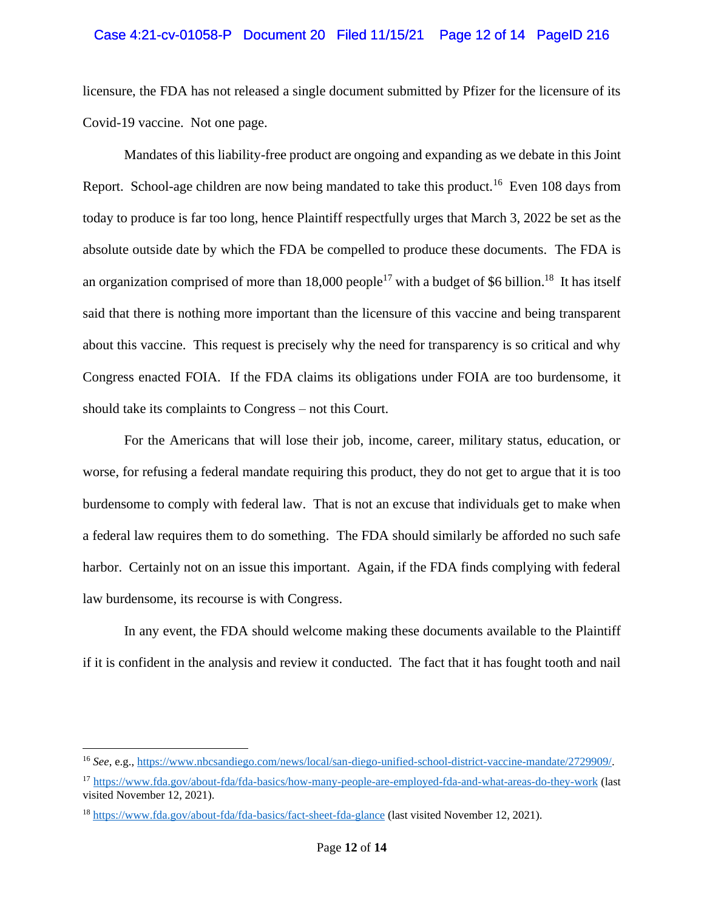licensure, the FDA has not released a single document submitted by Pfizer for the licensure of its Covid-19 vaccine. Not one page.

Mandates of this liability-free product are ongoing and expanding as we debate in this Joint Report. School-age children are now being mandated to take this product.[16] Even 108 days from today to produce is far too long, hence Plaintiff respectfully urges that March 3, 2022 be set as the absolute outside date by which the FDA be compelled to produce these documents. The FDA is an organization comprised of more than 18,000 people[17] with a budget of $6 billion.[18] It has itself said that there is nothing more important than the licensure of this vaccine and being transparent about this vaccine. This request is precisely why the need for transparency is so critical and why Congress enacted FOIA. If the FDA claims its obligations under FOIA are too burdensome, it should take its complaints to Congress – not this Court.

For the Americans that will lose their job, income, career, military status, education, or worse, for refusing a federal mandate requiring this product, they do not get to argue that it is too burdensome to comply with federal law. That is not an excuse that individuals get to make when a federal law requires them to do something. The FDA should similarly be afforded no such safe harbor. Certainly not on an issue this important. Again, if the FDA finds complying with federal law burdensome, its recourse is with Congress.

In any event, the FDA should welcome making these documents available to the Plaintiff if it is confident in the analysis and review it conducted. The fact that it has fought tooth and nail

---

[16] *See*, e.g., https://www.nbcsandiego.com/news/local/san-diego-unified-school-district-vaccine-mandate/2729909/.

[17] https://www.fda.gov/about-fda/fda-basics/how-many-people-are-employed-fda-and-what-areas-do-they-work (last visited November 12, 2021).

[18] https://www.fda.gov/about-fda/fda-basics/fact-sheet-fda-glance (last visited November 12, 2021).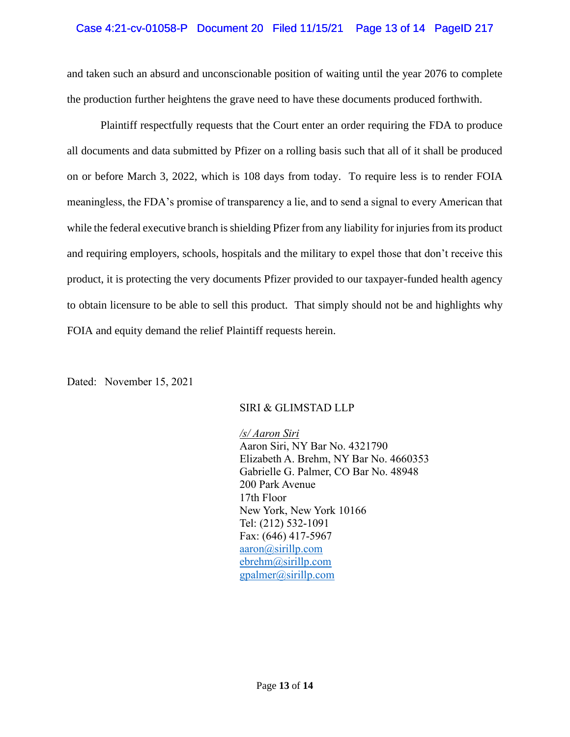and taken such an absurd and unconscionable position of waiting until the year 2076 to complete the production further heightens the grave need to have these documents produced forthwith.

Plaintiff respectfully requests that the Court enter an order requiring the FDA to produce all documents and data submitted by Pfizer on a rolling basis such that all of it shall be produced on or before March 3, 2022, which is 108 days from today. To require less is to render FOIA meaningless, the FDA's promise of transparency a lie, and to send a signal to every American that while the federal executive branch is shielding Pfizer from any liability for injuries from its product and requiring employers, schools, hospitals and the military to expel those that don't receive this product, it is protecting the very documents Pfizer provided to our taxpayer-funded health agency to obtain licensure to be able to sell this product. That simply should not be and highlights why FOIA and equity demand the relief Plaintiff requests herein.

Dated: November 15, 2021

SIRI & GLIMSTAD LLP

*/s/ Aaron Siri*
Aaron Siri, NY Bar No. 4321790
Elizabeth A. Brehm, NY Bar No. 4660353
Gabrielle G. Palmer, CO Bar No. 48948
200 Park Avenue
17th Floor
New York, New York 10166
Tel: (212) 532-1091
Fax: (646) 417-5967
aaron@sirillp.com
ebrehm@sirillp.com
gpalmer@sirillp.com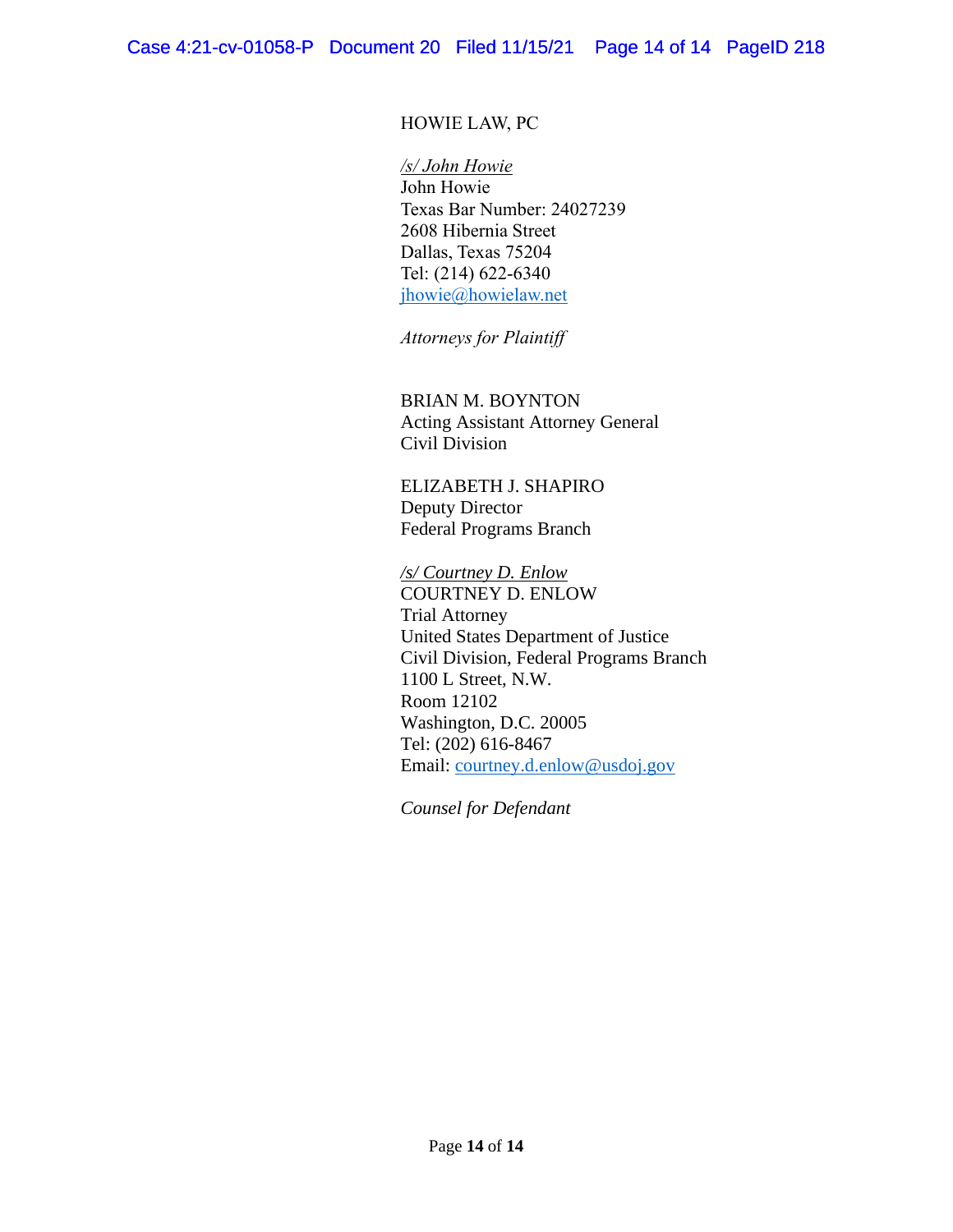HOWIE LAW, PC

*/s/ John Howie*
John Howie
Texas Bar Number: 24027239
2608 Hibernia Street
Dallas, Texas 75204
Tel: (214) 622-6340
jhowie@howielaw.net

*Attorneys for Plaintiff*

BRIAN M. BOYNTON
Acting Assistant Attorney General
Civil Division

ELIZABETH J. SHAPIRO
Deputy Director
Federal Programs Branch

*/s/ Courtney D. Enlow*
COURTNEY D. ENLOW
Trial Attorney
United States Department of Justice
Civil Division, Federal Programs Branch
1100 L Street, N.W.
Room 12102
Washington, D.C. 20005
Tel: (202) 616-8467
Email: courtney.d.enlow@usdoj.gov

*Counsel for Defendant*